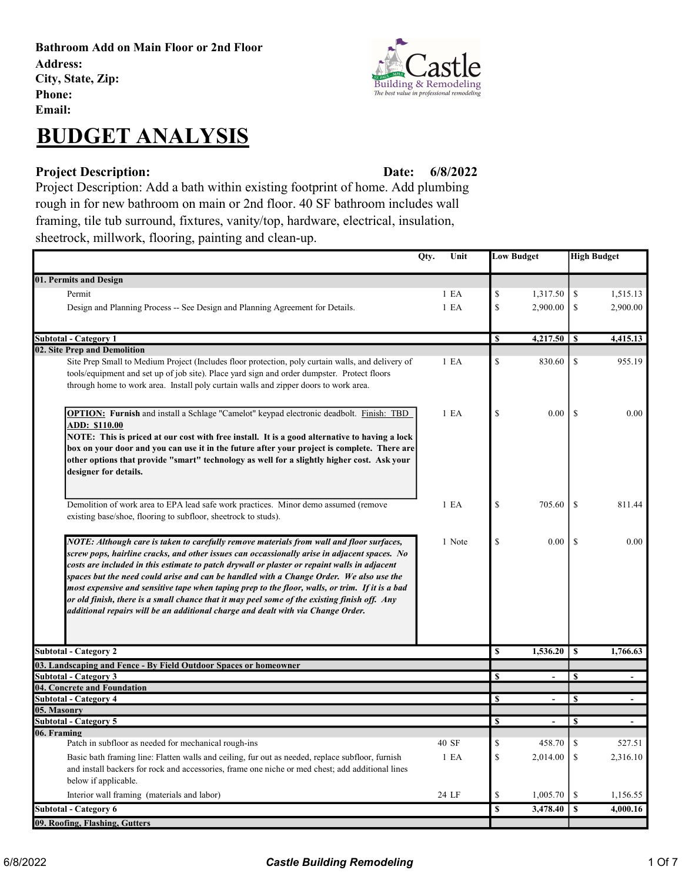**Bathroom Add on Main Floor or 2nd Floor**
**Address:**
**City, State, Zip:**
**Phone:**
**Email:**

# BUDGET ANALYSIS

**Project Description:** **Date: 6/8/2022**

Project Description: Add a bath within existing footprint of home. Add plumbing rough in for new bathroom on main or 2nd floor. 40 SF bathroom includes wall framing, tile tub surround, fixtures, vanity/top, hardware, electrical, insulation, sheetrock, millwork, flooring, painting and clean-up.

| | Qty. | Unit | Low Budget | High Budget |
|---|---|---|---|---|
| **01. Permits and Design** | | | | |
| Permit | 1 | EA | $ 1,317.50 | $ 1,515.13 |
| Design and Planning Process -- See Design and Planning Agreement for Details. | 1 | EA | $ 2,900.00 | $ 2,900.00 |
| **Subtotal - Category 1** | | | **$ 4,217.50** | **$ 4,415.13** |
| **02. Site Prep and Demolition** | | | | |
| Site Prep Small to Medium Project (Includes floor protection, poly curtain walls, and delivery of tools/equipment and set up of job site). Place yard sign and order dumpster. Protect floors through home to work area. Install poly curtain walls and zipper doors to work area. | 1 | EA | $ 830.60 | $ 955.19 |
| **OPTION: Furnish** and install a Schlage "Camelot" keypad electronic deadbolt. Finish: TBD **ADD: $110.00** **NOTE: This is priced at our cost with free install. It is a good alternative to having a lock box on your door and you can use it in the future after your project is complete. There are other options that provide "smart" technology as well for a slightly higher cost. Ask your designer for details.** | 1 | EA | $ 0.00 | $ 0.00 |
| Demolition of work area to EPA lead safe work practices. Minor demo assumed (remove existing base/shoe, flooring to subfloor, sheetrock to studs). | 1 | EA | $ 705.60 | $ 811.44 |
| ***NOTE: Although care is taken to carefully remove materials from wall and floor surfaces, screw pops, hairline cracks, and other issues can occassionally arise in adjacent spaces. No costs are included in this estimate to patch drywall or plaster or repaint walls in adjacent spaces but the need could arise and can be handled with a Change Order. We also use the most expensive and sensitive tape when taping prep to the floor, walls, or trim. If it is a bad or old finish, there is a small chance that it may peel some of the existing finish off. Any additional repairs will be an additional charge and dealt with via Change Order.*** | 1 | Note | $ 0.00 | $ 0.00 |
| **Subtotal - Category 2** | | | **$ 1,536.20** | **$ 1,766.63** |
| **03. Landscaping and Fence - By Field Outdoor Spaces or homeowner** | | | | |
| **Subtotal - Category 3** | | | **$ -** | **$ -** |
| **04. Concrete and Foundation** | | | | |
| **Subtotal - Category 4** | | | **$ -** | **$ -** |
| **05. Masonry** | | | | |
| **Subtotal - Category 5** | | | **$ -** | **$ -** |
| **06. Framing** | | | | |
| Patch in subfloor as needed for mechanical rough-ins | 40 | SF | $ 458.70 | $ 527.51 |
| Basic bath framing line: Flatten walls and ceiling, fur out as needed, replace subfloor, furnish and install backers for rock and accessories, frame one niche or med chest; add additional lines below if applicable. | 1 | EA | $ 2,014.00 | $ 2,316.10 |
| Interior wall framing (materials and labor) | 24 | LF | $ 1,005.70 | $ 1,156.55 |
| **Subtotal - Category 6** | | | **$ 3,478.40** | **$ 4,000.16** |
| **09. Roofing, Flashing, Gutters** | | | | |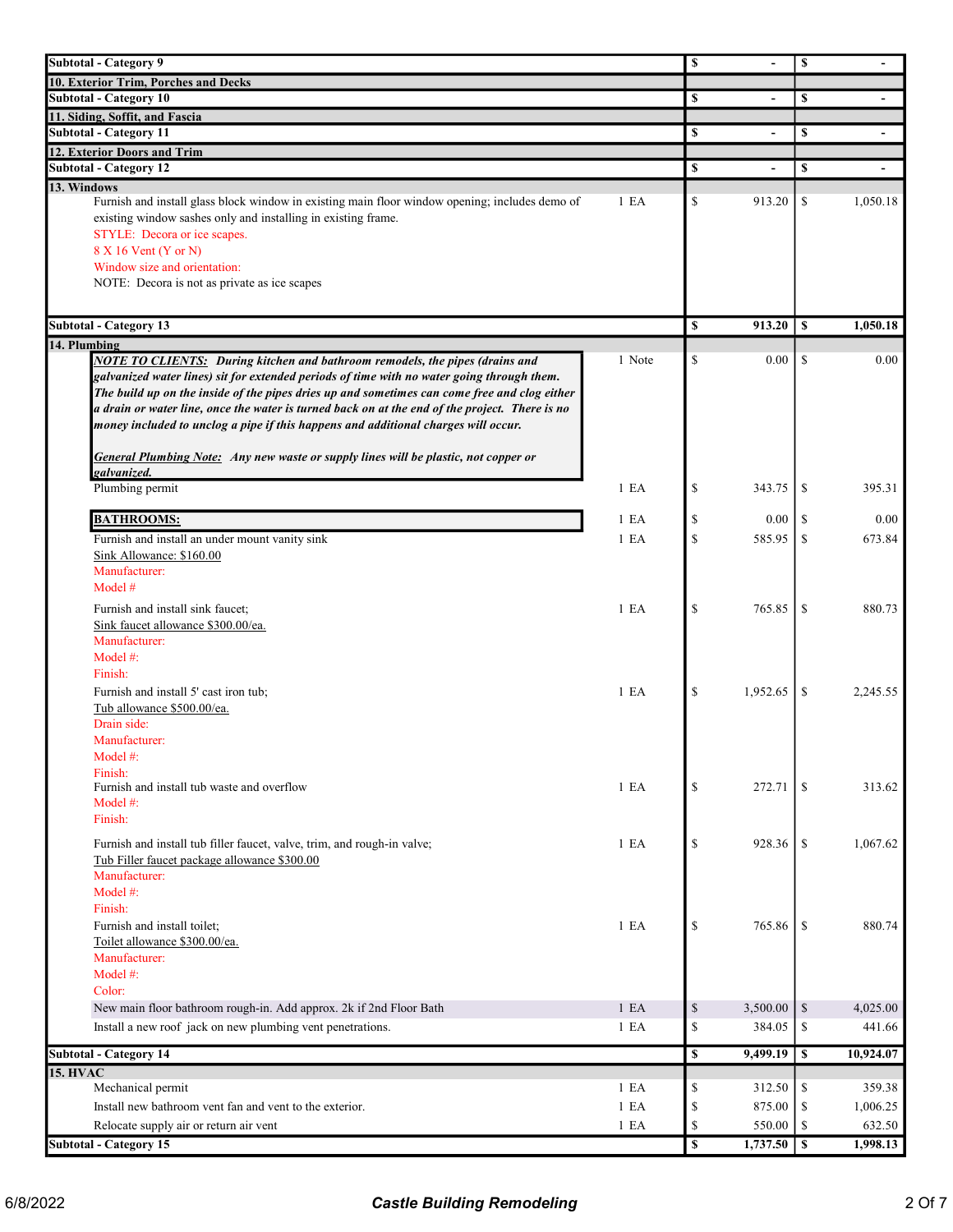| Description | Qty | Cost | Price |
|---|---|---|---|
| **Subtotal - Category 9** | | $ - | $ - |
| **10. Exterior Trim, Porches and Decks** | | | |
| **Subtotal - Category 10** | | $ - | $ - |
| **11. Siding, Soffit, and Fascia** | | | |
| **Subtotal - Category 11** | | $ - | $ - |
| **12. Exterior Doors and Trim** | | | |
| **Subtotal - Category 12** | | $ - | $ - |
| **13. Windows** | | | |
| Furnish and install glass block window in existing main floor window opening; includes demo of existing window sashes only and installing in existing frame.<br>STYLE: Decora or ice scapes.<br>8 X 16 Vent (Y or N)<br>Window size and orientation:<br>NOTE: Decora is not as private as ice scapes | 1 EA | $ 913.20 | $ 1,050.18 |
| **Subtotal - Category 13** | | **$ 913.20** | **$ 1,050.18** |
| **14. Plumbing** | | | |
| ***NOTE TO CLIENTS:*** ***During kitchen and bathroom remodels, the pipes (drains and galvanized water lines) sit for extended periods of time with no water going through them. The build up on the inside of the pipes dries up and sometimes can come free and clog either a drain or water line, once the water is turned back on at the end of the project. There is no money included to unclog a pipe if this happens and additional charges will occur.***<br><br>***General Plumbing Note:*** ***Any new waste or supply lines will be plastic, not copper or galvanized.*** | 1 Note | $ 0.00 | $ 0.00 |
| Plumbing permit | 1 EA | $ 343.75 | $ 395.31 |
| **BATHROOMS:** | 1 EA | $ 0.00 | $ 0.00 |
| Furnish and install an under mount vanity sink<br>Sink Allowance: $160.00<br>Manufacturer:<br>Model # | 1 EA | $ 585.95 | $ 673.84 |
| Furnish and install sink faucet;<br>Sink faucet allowance $300.00/ea.<br>Manufacturer:<br>Model #:<br>Finish: | 1 EA | $ 765.85 | $ 880.73 |
| Furnish and install 5' cast iron tub;<br>Tub allowance $500.00/ea.<br>Drain side:<br>Manufacturer:<br>Model #:<br>Finish: | 1 EA | $ 1,952.65 | $ 2,245.55 |
| Furnish and install tub waste and overflow<br>Model #:<br>Finish: | 1 EA | $ 272.71 | $ 313.62 |
| Furnish and install tub filler faucet, valve, trim, and rough-in valve;<br>Tub Filler faucet package allowance $300.00<br>Manufacturer:<br>Model #:<br>Finish: | 1 EA | $ 928.36 | $ 1,067.62 |
| Furnish and install toilet;<br>Toilet allowance $300.00/ea.<br>Manufacturer:<br>Model #:<br>Color: | 1 EA | $ 765.86 | $ 880.74 |
| New main floor bathroom rough-in. Add approx. 2k if 2nd Floor Bath | 1 EA | $ 3,500.00 | $ 4,025.00 |
| Install a new roof jack on new plumbing vent penetrations. | 1 EA | $ 384.05 | $ 441.66 |
| **Subtotal - Category 14** | | **$ 9,499.19** | **$ 10,924.07** |
| **15. HVAC** | | | |
| Mechanical permit | 1 EA | $ 312.50 | $ 359.38 |
| Install new bathroom vent fan and vent to the exterior. | 1 EA | $ 875.00 | $ 1,006.25 |
| Relocate supply air or return air vent | 1 EA | $ 550.00 | $ 632.50 |
| **Subtotal - Category 15** | | **$ 1,737.50** | **$ 1,998.13** |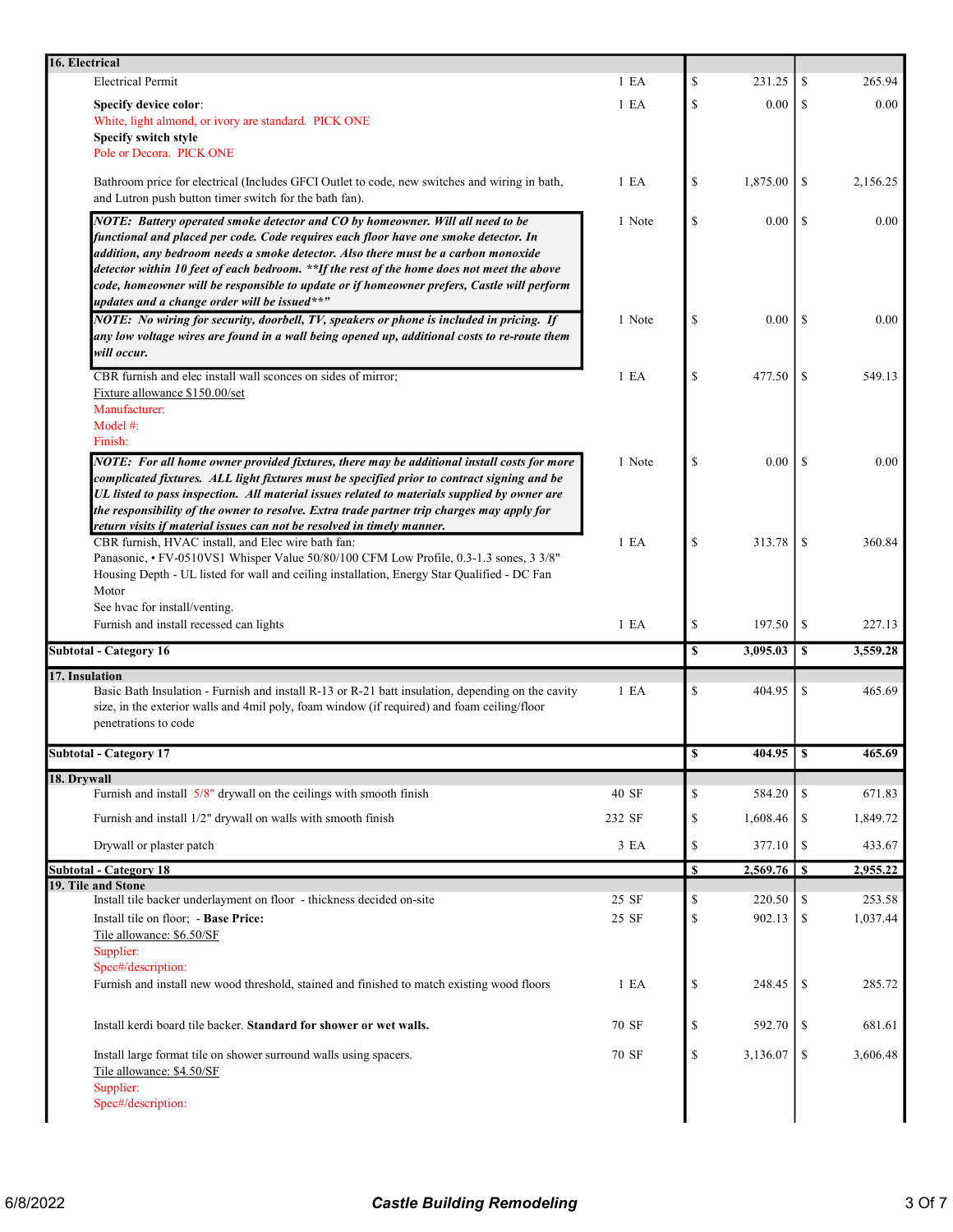| Description | Qty | Cost | Price |
|---|---|---|---|
| **16. Electrical** | | | |
| Electrical Permit | 1 EA | $ 231.25 | $ 265.94 |
| **Specify device color**: White, light almond, or ivory are standard. PICK ONE **Specify switch style** Pole or Decora. PICK ONE | 1 EA | $ 0.00 | $ 0.00 |
| Bathroom price for electrical (Includes GFCI Outlet to code, new switches and wiring in bath, and Lutron push button timer switch for the bath fan). | 1 EA | $ 1,875.00 | $ 2,156.25 |
| ***NOTE: Battery operated smoke detector and CO by homeowner. Will all need to be functional and placed per code. Code requires each floor have one smoke detector. In addition, any bedroom needs a smoke detector. Also there must be a carbon monoxide detector within 10 feet of each bedroom. **If the rest of the home does not meet the above code, homeowner will be responsible to update or if homeowner prefers, Castle will perform updates and a change order will be issued**"*** | 1 Note | $ 0.00 | $ 0.00 |
| ***NOTE: No wiring for security, doorbell, TV, speakers or phone is included in pricing. If any low voltage wires are found in a wall being opened up, additional costs to re-route them will occur.*** | 1 Note | $ 0.00 | $ 0.00 |
| CBR furnish and elec install wall sconces on sides of mirror; Fixture allowance $150.00/set Manufacturer: Model #: Finish: | 1 EA | $ 477.50 | $ 549.13 |
| ***NOTE: For all home owner provided fixtures, there may be additional install costs for more complicated fixtures. ALL light fixtures must be specified prior to contract signing and be UL listed to pass inspection. All material issues related to materials supplied by owner are the responsibility of the owner to resolve. Extra trade partner trip charges may apply for return visits if material issues can not be resolved in timely manner.*** | 1 Note | $ 0.00 | $ 0.00 |
| CBR furnish, HVAC install, and Elec wire bath fan: Panasonic, • FV-0510VS1 Whisper Value 50/80/100 CFM Low Profile, 0.3-1.3 sones, 3 3/8" Housing Depth - UL listed for wall and ceiling installation, Energy Star Qualified - DC Fan Motor See hvac for install/venting. | 1 EA | $ 313.78 | $ 360.84 |
| Furnish and install recessed can lights | 1 EA | $ 197.50 | $ 227.13 |
| **Subtotal - Category 16** | | **$ 3,095.03** | **$ 3,559.28** |
| **17. Insulation** | | | |
| Basic Bath Insulation - Furnish and install R-13 or R-21 batt insulation, depending on the cavity size, in the exterior walls and 4mil poly, foam window (if required) and foam ceiling/floor penetrations to code | 1 EA | $ 404.95 | $ 465.69 |
| **Subtotal - Category 17** | | **$ 404.95** | **$ 465.69** |
| **18. Drywall** | | | |
| Furnish and install 5/8" drywall on the ceilings with smooth finish | 40 SF | $ 584.20 | $ 671.83 |
| Furnish and install 1/2" drywall on walls with smooth finish | 232 SF | $ 1,608.46 | $ 1,849.72 |
| Drywall or plaster patch | 3 EA | $ 377.10 | $ 433.67 |
| **Subtotal - Category 18** | | **$ 2,569.76** | **$ 2,955.22** |
| **19. Tile and Stone** | | | |
| Install tile backer underlayment on floor - thickness decided on-site | 25 SF | $ 220.50 | $ 253.58 |
| Install tile on floor; - **Base Price:** Tile allowance: $6.50/SF Supplier: Spec#/description: | 25 SF | $ 902.13 | $ 1,037.44 |
| Furnish and install new wood threshold, stained and finished to match existing wood floors | 1 EA | $ 248.45 | $ 285.72 |
| Install kerdi board tile backer. **Standard for shower or wet walls.** | 70 SF | $ 592.70 | $ 681.61 |
| Install large format tile on shower surround walls using spacers. Tile allowance: $4.50/SF Supplier: Spec#/description: | 70 SF | $ 3,136.07 | $ 3,606.48 |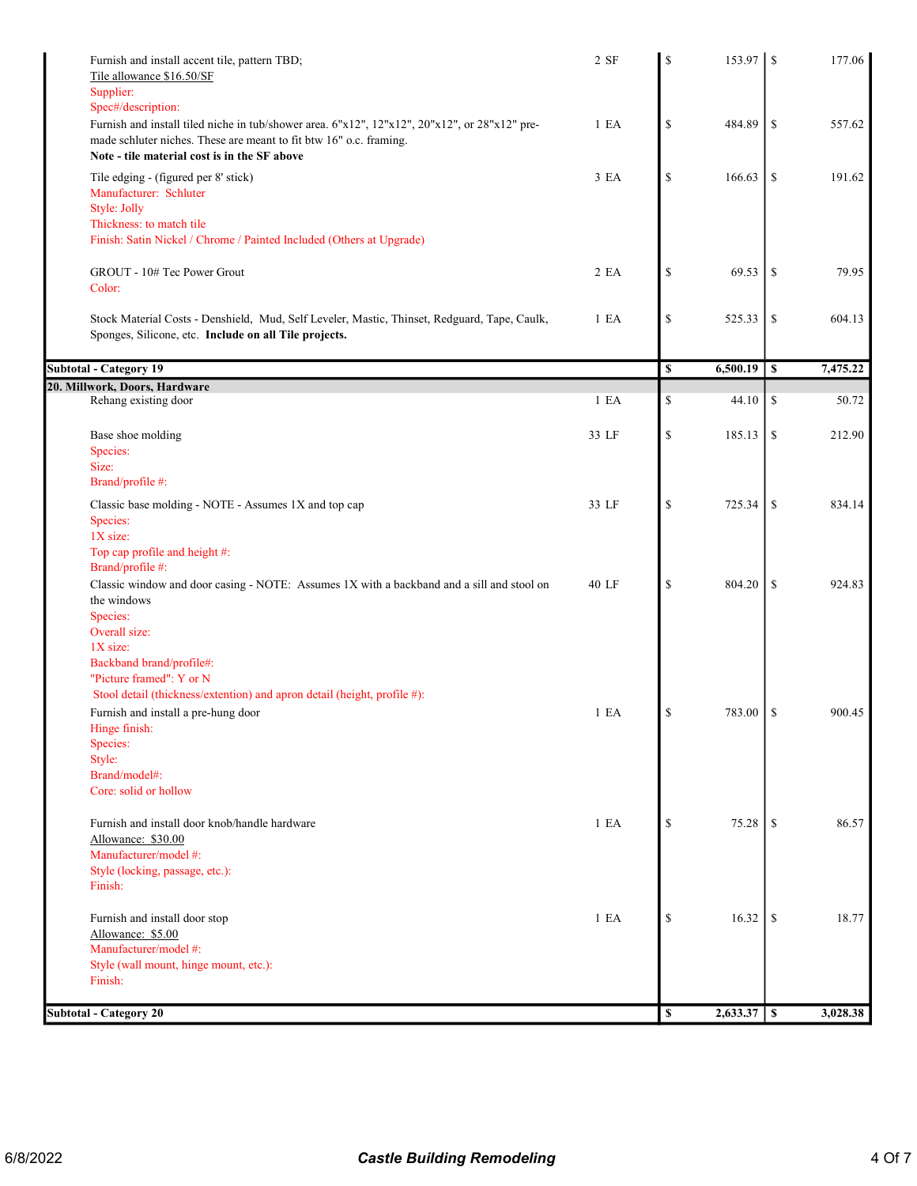| Description | Qty | Cost | Price |
|---|---|---|---|
| Furnish and install accent tile, pattern TBD;<br>Tile allowance $16.50/SF<br>Supplier:<br>Spec#/description: | 2 SF | $ 153.97 | $ 177.06 |
| Furnish and install tiled niche in tub/shower area. 6"x12", 12"x12", 20"x12", or 28"x12" pre-made schluter niches. These are meant to fit btw 16" o.c. framing.<br>**Note - tile material cost is in the SF above** | 1 EA | $ 484.89 | $ 557.62 |
| Tile edging - (figured per 8' stick)<br>Manufacturer: Schluter<br>Style: Jolly<br>Thickness: to match tile<br>Finish: Satin Nickel / Chrome / Painted Included (Others at Upgrade) | 3 EA | $ 166.63 | $ 191.62 |
| GROUT - 10# Tec Power Grout<br>Color: | 2 EA | $ 69.53 | $ 79.95 |
| Stock Material Costs - Denshield, Mud, Self Leveler, Mastic, Thinset, Redguard, Tape, Caulk, Sponges, Silicone, etc. **Include on all Tile projects.** | 1 EA | $ 525.33 | $ 604.13 |
| **Subtotal - Category 19** | | **$ 6,500.19** | **$ 7,475.22** |
| **20. Millwork, Doors, Hardware** | | | |
| Rehang existing door | 1 EA | $ 44.10 | $ 50.72 |
| Base shoe molding<br>Species:<br>Size:<br>Brand/profile #: | 33 LF | $ 185.13 | $ 212.90 |
| Classic base molding - NOTE - Assumes 1X and top cap<br>Species:<br>1X size:<br>Top cap profile and height #:<br>Brand/profile #: | 33 LF | $ 725.34 | $ 834.14 |
| Classic window and door casing - NOTE: Assumes 1X with a backband and a sill and stool on the windows<br>Species:<br>Overall size:<br>1X size:<br>Backband brand/profile#:<br>"Picture framed": Y or N<br>Stool detail (thickness/extention) and apron detail (height, profile #): | 40 LF | $ 804.20 | $ 924.83 |
| Furnish and install a pre-hung door<br>Hinge finish:<br>Species:<br>Style:<br>Brand/model#:<br>Core: solid or hollow | 1 EA | $ 783.00 | $ 900.45 |
| Furnish and install door knob/handle hardware<br>Allowance: $30.00<br>Manufacturer/model #:<br>Style (locking, passage, etc.):<br>Finish: | 1 EA | $ 75.28 | $ 86.57 |
| Furnish and install door stop<br>Allowance: $5.00<br>Manufacturer/model #:<br>Style (wall mount, hinge mount, etc.):<br>Finish: | 1 EA | $ 16.32 | $ 18.77 |
| **Subtotal - Category 20** | | **$ 2,633.37** | **$ 3,028.38** |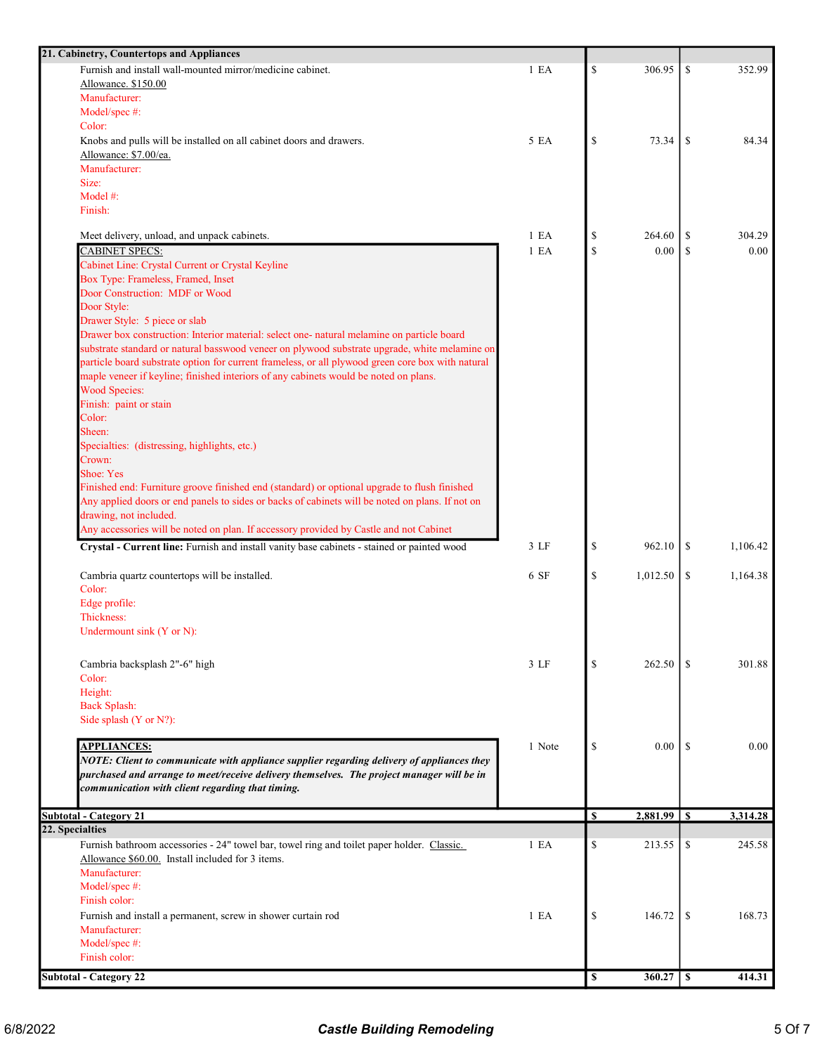| 21. Cabinetry, Countertops and Appliances | | | |
|---|---|---|---|
| Furnish and install wall-mounted mirror/medicine cabinet.<br>Allowance. $150.00<br>Manufacturer:<br>Model/spec #:<br>Color: | 1 EA | $ 306.95 | $ 352.99 |
| Knobs and pulls will be installed on all cabinet doors and drawers.<br>Allowance: $7.00/ea.<br>Manufacturer:<br>Size:<br>Model #:<br>Finish: | 5 EA | $ 73.34 | $ 84.34 |
| Meet delivery, unload, and unpack cabinets. | 1 EA | $ 264.60 | $ 304.29 |
| CABINET SPECS:<br>Cabinet Line: Crystal Current or Crystal Keyline<br>Box Type: Frameless, Framed, Inset<br>Door Construction: MDF or Wood<br>Door Style:<br>Drawer Style: 5 piece or slab<br>Drawer box construction: Interior material: select one- natural melamine on particle board substrate standard or natural basswood veneer on plywood substrate upgrade, white melamine on particle board substrate option for current frameless, or all plywood green core box with natural maple veneer if keyline; finished interiors of any cabinets would be noted on plans.<br>Wood Species:<br>Finish: paint or stain<br>Color:<br>Sheen:<br>Specialties: (distressing, highlights, etc.)<br>Crown:<br>Shoe: Yes<br>Finished end: Furniture groove finished end (standard) or optional upgrade to flush finished<br>Any applied doors or end panels to sides or backs of cabinets will be noted on plans. If not on drawing, not included.<br>Any accessories will be noted on plan. If accessory provided by Castle and not Cabinet | 1 EA | $ 0.00 | $ 0.00 |
| **Crystal - Current line:** Furnish and install vanity base cabinets - stained or painted wood | 3 LF | $ 962.10 | $ 1,106.42 |
| Cambria quartz countertops will be installed.<br>Color:<br>Edge profile:<br>Thickness:<br>Undermount sink (Y or N): | 6 SF | $ 1,012.50 | $ 1,164.38 |
| Cambria backsplash 2"-6" high<br>Color:<br>Height:<br>Back Splash:<br>Side splash (Y or N?): | 3 LF | $ 262.50 | $ 301.88 |
| **APPLIANCES:**<br>***NOTE: Client to communicate with appliance supplier regarding delivery of appliances they purchased and arrange to meet/receive delivery themselves. The project manager will be in communication with client regarding that timing.*** | 1 Note | $ 0.00 | $ 0.00 |
| **Subtotal - Category 21** | | **$ 2,881.99** | **$ 3,314.28** |
| **22. Specialties** | | | |
| Furnish bathroom accessories - 24" towel bar, towel ring and toilet paper holder. Classic. Allowance $60.00. Install included for 3 items.<br>Manufacturer:<br>Model/spec #:<br>Finish color: | 1 EA | $ 213.55 | $ 245.58 |
| Furnish and install a permanent, screw in shower curtain rod<br>Manufacturer:<br>Model/spec #:<br>Finish color: | 1 EA | $ 146.72 | $ 168.73 |
| **Subtotal - Category 22** | | **$ 360.27** | **$ 414.31** |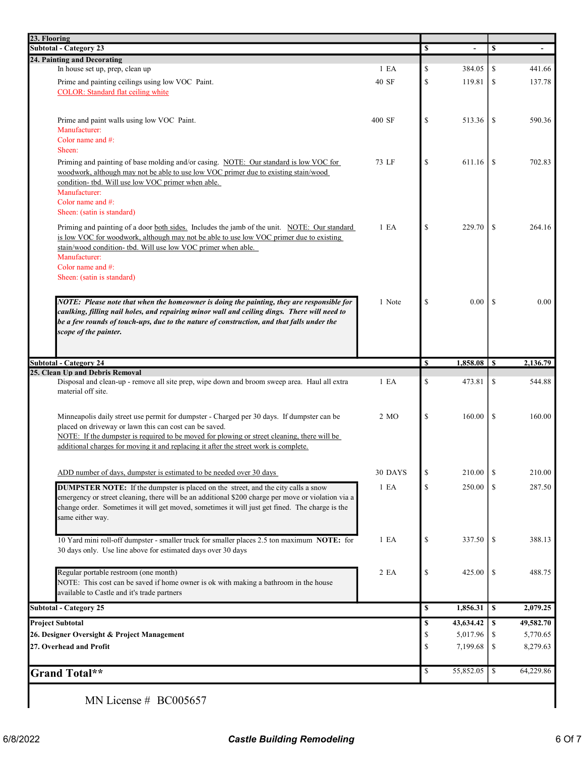| Description | Qty | Cost | Price |
|---|---|---|---|
| **23. Flooring** | | | |
| **Subtotal - Category 23** | | **$ -** | **$ -** |
| **24. Painting and Decorating** | | | |
| In house set up, prep, clean up | 1 EA | $ 384.05 | $ 441.66 |
| Prime and painting ceilings using low VOC Paint.<br>COLOR: Standard flat ceiling white | 40 SF | $ 119.81 | $ 137.78 |
| Prime and paint walls using low VOC Paint.<br>Manufacturer:<br>Color name and #:<br>Sheen: | 400 SF | $ 513.36 | $ 590.36 |
| Priming and painting of base molding and/or casing. NOTE: Our standard is low VOC for woodwork, although may not be able to use low VOC primer due to existing stain/wood condition- tbd. Will use low VOC primer when able.<br>Manufacturer:<br>Color name and #:<br>Sheen: (satin is standard) | 73 LF | $ 611.16 | $ 702.83 |
| Priming and painting of a door both sides. Includes the jamb of the unit. NOTE: Our standard is low VOC for woodwork, although may not be able to use low VOC primer due to existing stain/wood condition- tbd. Will use low VOC primer when able.<br>Manufacturer:<br>Color name and #:<br>Sheen: (satin is standard) | 1 EA | $ 229.70 | $ 264.16 |
| ***NOTE: Please note that when the homeowner is doing the painting, they are responsible for caulking, filling nail holes, and repairing minor wall and ceiling dings. There will need to be a few rounds of touch-ups, due to the nature of construction, and that falls under the scope of the painter.*** | 1 Note | $ 0.00 | $ 0.00 |
| **Subtotal - Category 24** | | **$ 1,858.08** | **$ 2,136.79** |
| **25. Clean Up and Debris Removal** | | | |
| Disposal and clean-up - remove all site prep, wipe down and broom sweep area. Haul all extra material off site. | 1 EA | $ 473.81 | $ 544.88 |
| Minneapolis daily street use permit for dumpster - Charged per 30 days. If dumpster can be placed on driveway or lawn this can cost can be saved.<br>NOTE: If the dumpster is required to be moved for plowing or street cleaning, there will be additional charges for moving it and replacing it after the street work is complete. | 2 MO | $ 160.00 | $ 160.00 |
| ADD number of days, dumpster is estimated to be needed over 30 days | 30 DAYS | $ 210.00 | $ 210.00 |
| **DUMPSTER NOTE:** If the dumpster is placed on the street, and the city calls a snow emergency or street cleaning, there will be an additional $200 charge per move or violation via a change order. Sometimes it will get moved, sometimes it will just get fined. The charge is the same either way. | 1 EA | $ 250.00 | $ 287.50 |
| 10 Yard mini roll-off dumpster - smaller truck for smaller places 2.5 ton maximum **NOTE:** for 30 days only. Use line above for estimated days over 30 days | 1 EA | $ 337.50 | $ 388.13 |
| Regular portable restroom (one month)<br>NOTE: This cost can be saved if home owner is ok with making a bathroom in the house available to Castle and it's trade partners | 2 EA | $ 425.00 | $ 488.75 |
| **Subtotal - Category 25** | | **$ 1,856.31** | **$ 2,079.25** |
| **Project Subtotal** | | **$ 43,634.42** | **$ 49,582.70** |
| **26. Designer Oversight & Project Management** | | $ 5,017.96 | $ 5,770.65 |
| **27. Overhead and Profit** | | $ 7,199.68 | $ 8,279.63 |
| **Grand Total**** | | $ 55,852.05 | $ 64,229.86 |

MN License # BC005657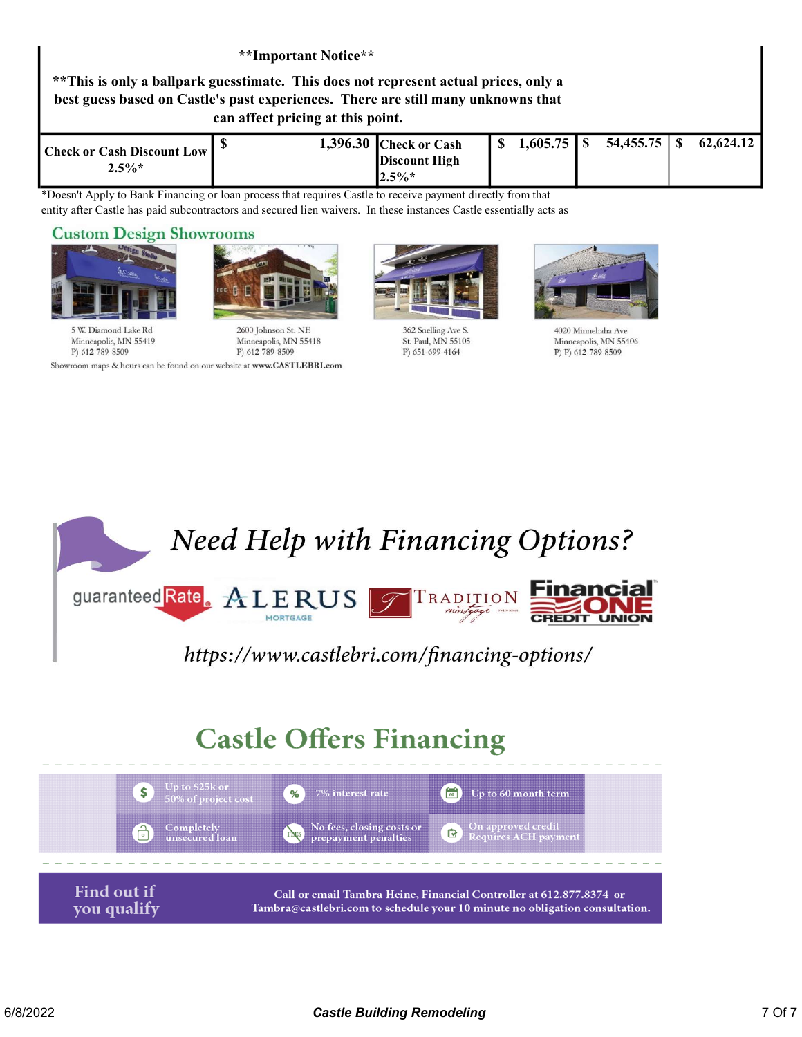**Important Notice**

**This is only a ballpark guesstimate. This does not represent actual prices, only a best guess based on Castle's past experiences. There are still many unknowns that can affect pricing at this point.**

| | | | | | |
|---|---|---|---|---|---|
| **Check or Cash Discount Low 2.5%*** | **$ 1,396.30** | **Check or Cash Discount High 2.5%*** | **$ 1,605.75** | **$ 54,455.75** | **$ 62,624.12** |

*Doesn't Apply to Bank Financing or loan process that requires Castle to receive payment directly from that entity after Castle has paid subcontractors and secured lien waivers. In these instances Castle essentially acts as

## Custom Design Showrooms

5 W. Diamond Lake Rd
Minneapolis, MN 55419
P) 612-789-8509

2600 Johnson St. NE
Minneapolis, MN 55418
P) 612-789-8509

362 Snelling Ave S.
St. Paul, MN 55105
P) 651-699-4164

4020 Minnehaha Ave
Minneapolis, MN 55406
P) P) 612-789-8509

Showroom maps & hours can be found on our website at **www.CASTLEBRI.com**

## *Need Help with Financing Options?*

guaranteed Rate · ALERUS MORTGAGE · TRADITION mortgage · Financial ONE CREDIT UNION

*https://www.castlebri.com/financing-options/*

## Castle Offers Financing

- Up to $25k or 50% of project cost
- 7% interest rate
- Up to 60 month term
- Completely unsecured loan
- No fees, closing costs or prepayment penalties
- On approved credit Requires ACH payment

**Find out if you qualify**

Call or email Tambra Heine, Financial Controller at 612.877.8374 or Tambra@castlebri.com to schedule your 10 minute no obligation consultation.

6/8/2022 — *Castle Building Remodeling*